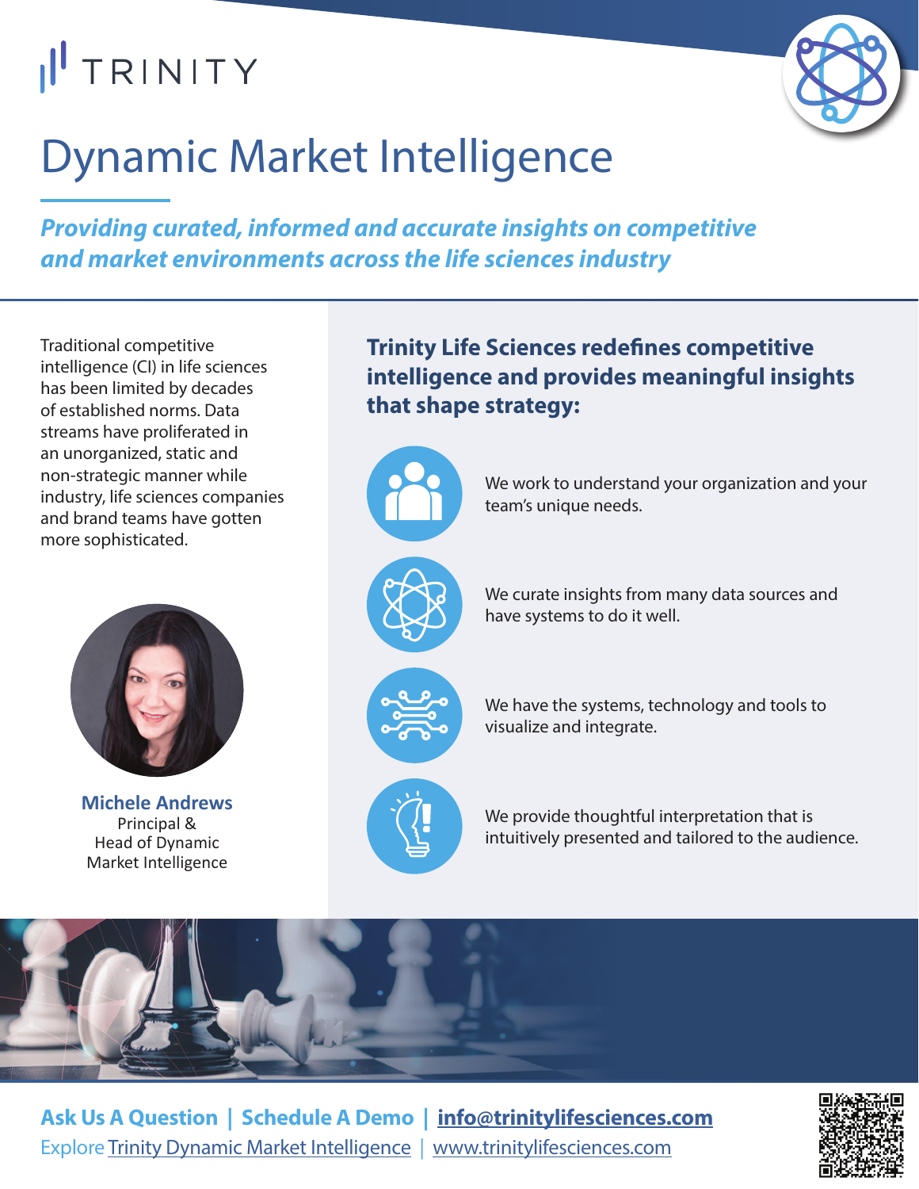TRINITY

# Dynamic Market Intelligence

***Providing curated, informed and accurate insights on competitive and market environments across the life sciences industry***

Traditional competitive intelligence (CI) in life sciences has been limited by decades of established norms. Data streams have proliferated in an unorganized, static and non-strategic manner while industry, life sciences companies and brand teams have gotten more sophisticated.

**Michele Andrews**
Principal &
Head of Dynamic
Market Intelligence

## Trinity Life Sciences redefines competitive intelligence and provides meaningful insights that shape strategy:

- We work to understand your organization and your team's unique needs.
- We curate insights from many data sources and have systems to do it well.
- We have the systems, technology and tools to visualize and integrate.
- We provide thoughtful interpretation that is intuitively presented and tailored to the audience.

**Ask Us A Question | Schedule A Demo | info@trinitylifesciences.com**

Explore Trinity Dynamic Market Intelligence | www.trinitylifesciences.com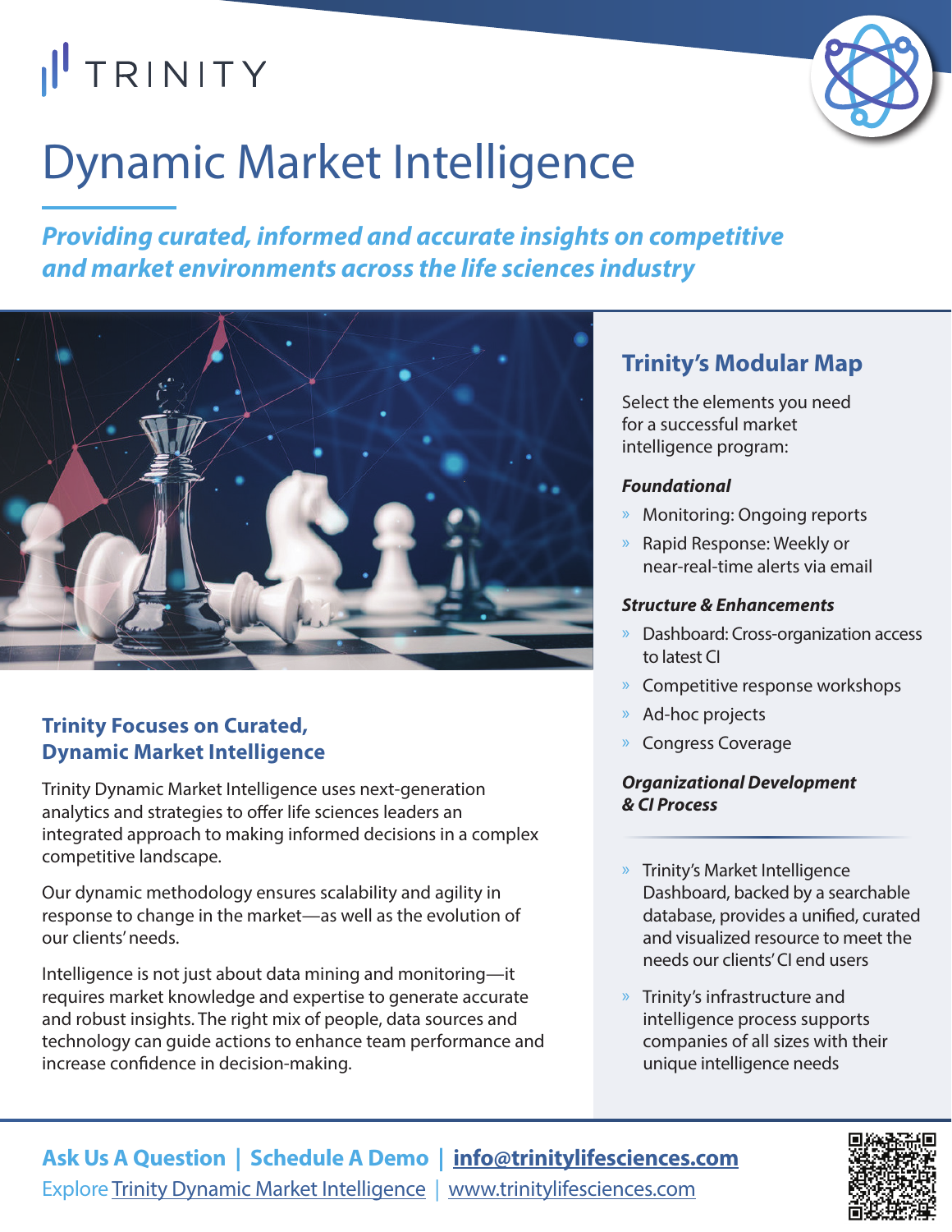TRINITY

# Dynamic Market Intelligence

***Providing curated, informed and accurate insights on competitive and market environments across the life sciences industry***

## Trinity Focuses on Curated, Dynamic Market Intelligence

Trinity Dynamic Market Intelligence uses next-generation analytics and strategies to offer life sciences leaders an integrated approach to making informed decisions in a complex competitive landscape.

Our dynamic methodology ensures scalability and agility in response to change in the market—as well as the evolution of our clients' needs.

Intelligence is not just about data mining and monitoring—it requires market knowledge and expertise to generate accurate and robust insights. The right mix of people, data sources and technology can guide actions to enhance team performance and increase confidence in decision-making.

## Trinity's Modular Map

Select the elements you need for a successful market intelligence program:

***Foundational***

- Monitoring: Ongoing reports
- Rapid Response: Weekly or near-real-time alerts via email

***Structure & Enhancements***

- Dashboard: Cross-organization access to latest CI
- Competitive response workshops
- Ad-hoc projects
- Congress Coverage

***Organizational Development & CI Process***

- Trinity's Market Intelligence Dashboard, backed by a searchable database, provides a unified, curated and visualized resource to meet the needs our clients' CI end users
- Trinity's infrastructure and intelligence process supports companies of all sizes with their unique intelligence needs

**Ask Us A Question | Schedule A Demo | info@trinitylifesciences.com**

Explore Trinity Dynamic Market Intelligence | www.trinitylifesciences.com